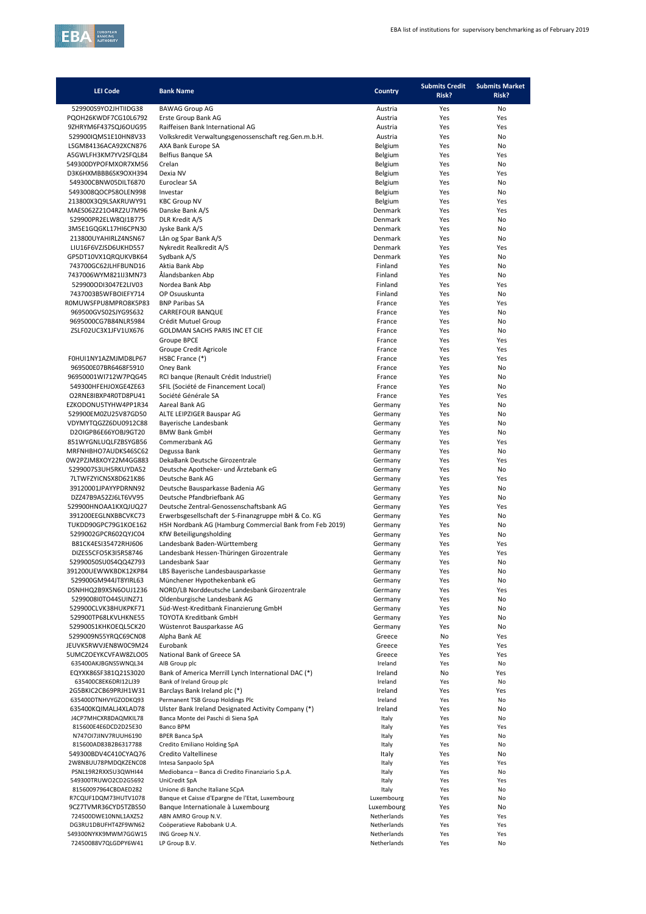EBA list of institutions for supervisory benchmarking as of February 2019

| LEI Code | Bank Name | Country | Submits Credit Risk? | Submits Market Risk? |
|---|---|---|---|---|
| 529900S9YO2JHTIIDG38 | BAWAG Group AG | Austria | Yes | No |
| PQOH26KWDF7CG10L6792 | Erste Group Bank AG | Austria | Yes | Yes |
| 9ZHRYM6F437SQJ6OUG95 | Raiffeisen Bank International AG | Austria | Yes | Yes |
| 529900IQMS1E10HN8V33 | Volkskredit Verwaltungsgenossenschaft reg.Gen.m.b.H. | Austria | Yes | No |
| LSGM84136ACA92XCN876 | AXA Bank Europe SA | Belgium | Yes | No |
| A5GWLFH3KM7YV2SFQL84 | Belfius Banque SA | Belgium | Yes | Yes |
| 549300DYPOFMXOR7XM56 | Crelan | Belgium | Yes | No |
| D3K6HXMBBB6SK9OXH394 | Dexia NV | Belgium | Yes | Yes |
| 549300CBNW05DILT6870 | Euroclear SA | Belgium | Yes | No |
| 5493008QOCP58OLEN998 | Investar | Belgium | Yes | No |
| 213800X3Q9LSAKRUWY91 | KBC Group NV | Belgium | Yes | Yes |
| MAES062Z21O4RZ2U7M96 | Danske Bank A/S | Denmark | Yes | Yes |
| 529900PR2ELW8QI1B775 | DLR Kredit A/S | Denmark | Yes | No |
| 3M5E1GQGKL17HI6CPN30 | Jyske Bank A/S | Denmark | Yes | No |
| 213800UYAHIRLZ4NSN67 | Lån og Spar Bank A/S | Denmark | Yes | No |
| LIU16F6VZJSD6UKHD557 | Nykredit Realkredit A/S | Denmark | Yes | Yes |
| GP5DT10VX1QRQUKVBK64 | Sydbank A/S | Denmark | Yes | No |
| 743700GC62JLHFBUND16 | Aktia Bank Abp | Finland | Yes | No |
| 7437006WYM821IJ3MN73 | Ålandsbanken Abp | Finland | Yes | No |
| 529900ODI3047E2LIV03 | Nordea Bank Abp | Finland | Yes | Yes |
| 7437003B5WFBOIEFY714 | OP Osuuskunta | Finland | Yes | No |
| R0MUWSFPU8MPRO8K5P83 | BNP Paribas SA | France | Yes | Yes |
| 969500GVS02SJYG9S632 | CARREFOUR BANQUE | France | Yes | No |
| 9695000CG7B84NLR5984 | Crédit Mutuel Group | France | Yes | No |
| ZSLF02UC3X1JFV1UX676 | GOLDMAN SACHS PARIS INC ET CIE | France | Yes | No |
| | Groupe BPCE | France | Yes | Yes |
| | Groupe Credit Agricole | France | Yes | Yes |
| F0HUI1NY1AZMJMD8LP67 | HSBC France (*) | France | Yes | Yes |
| 969500E07BR6468F5910 | Oney Bank | France | Yes | No |
| 96950001WI712W7PQG45 | RCI banque (Renault Crédit Industriel) | France | Yes | No |
| 549300HFEHJOXGE4ZE63 | SFIL (Société de Financement Local) | France | Yes | No |
| O2RNE8IBXP4R0TD8PU41 | Société Générale SA | France | Yes | Yes |
| EZKODONU5TYHW4PP1R34 | Aareal Bank AG | Germany | Yes | No |
| 529900EM0ZU25V87GD50 | ALTE LEIPZIGER Bauspar AG | Germany | Yes | No |
| VDYMYTQGZZ6DU0912C88 | Bayerische Landesbank | Germany | Yes | No |
| D2OIGPB6E66YOBJ9GT20 | BMW Bank GmbH | Germany | Yes | No |
| 851WYGNLUQLFZBSYGB56 | Commerzbank AG | Germany | Yes | Yes |
| MRFNHBHO7AUDKS46SC62 | Degussa Bank | Germany | Yes | No |
| 0W2PZJM8XOY22M4GG883 | DekaBank Deutsche Girozentrale | Germany | Yes | Yes |
| 529900753UH5RKUYDA52 | Deutsche Apotheker- und Ärztebank eG | Germany | Yes | No |
| 7LTWFZYICNSX8D621K86 | Deutsche Bank AG | Germany | Yes | Yes |
| 39120001JPAYYPDRNN92 | Deutsche Bausparkasse Badenia AG | Germany | Yes | No |
| DZZ47B9A52ZJ6LT6VV95 | Deutsche Pfandbriefbank AG | Germany | Yes | No |
| 529900HNOAA1KXQJUQ27 | Deutsche Zentral-Genossenschaftsbank AG | Germany | Yes | Yes |
| 391200EEGLNXBBCVKC73 | Erwerbsgesellschaft der S-Finanzgruppe mbH & Co. KG | Germany | Yes | No |
| TUKDD90GPC79G1KOE162 | HSH Nordbank AG (Hamburg Commercial Bank from Feb 2019) | Germany | Yes | No |
| 5299002GPCR602QYJC04 | KfW Beteiligungsholding | Germany | Yes | No |
| B81CK4ESI35472RHJ606 | Landesbank Baden-Württemberg | Germany | Yes | Yes |
| DIZES5CFO5K3I5R58746 | Landesbank Hessen-Thüringen Girozentrale | Germany | Yes | Yes |
| 52990050SU0S4QQ4Z793 | Landesbank Saar | Germany | Yes | No |
| 391200UEWWKBDK12KP84 | LBS Bayerische Landesbausparkasse | Germany | Yes | No |
| 529900GM944JT8YIRL63 | Münchener Hypothekenbank eG | Germany | Yes | No |
| DSNHHQ2B9X5N6OUJ1236 | NORD/LB Norddeutsche Landesbank Girozentrale | Germany | Yes | Yes |
| 5299008I0TO44SUINZ71 | Oldenburgische Landesbank AG | Germany | Yes | No |
| 529900CLVK38HUKPKF71 | Süd-West-Kreditbank Finanzierung GmbH | Germany | Yes | No |
| 529900TP68LKVLHKNE55 | TOYOTA Kreditbank GmbH | Germany | Yes | No |
| 529900S1KHKOEQL5CK20 | Wüstenrot Bausparkasse AG | Germany | Yes | No |
| 5299009N55YRQC69CN08 | Alpha Bank AE | Greece | No | Yes |
| JEUVK5RWVJEN8W0C9M24 | Eurobank | Greece | Yes | Yes |
| 5UMCZOEYKCVFAW8ZLO05 | National Bank of Greece SA | Greece | Yes | Yes |
| 635400AKJBGNS5WNQL34 | AIB Group plc | Ireland | Yes | No |
| EQYXK86SF381Q21S3020 | Bank of America Merrill Lynch International DAC (*) | Ireland | No | Yes |
| 635400C8EK6DRI12LJ39 | Bank of Ireland Group plc | Ireland | Yes | No |
| 2G5BKIC2CB69PRJH1W31 | Barclays Bank Ireland plc (*) | Ireland | Yes | Yes |
| 635400DTNHVYGZODKQ93 | Permanent TSB Group Holdings Plc | Ireland | Yes | No |
| 635400KQIMALJ4XLAD78 | Ulster Bank Ireland Designated Activity Company (*) | Ireland | Yes | No |
| J4CP7MHCXR8DAQMKIL78 | Banca Monte dei Paschi di Siena SpA | Italy | Yes | No |
| 815600E4E6DCD2D25E30 | Banco BPM | Italy | Yes | Yes |
| N747OI7JINV7RUUH6190 | BPER Banca SpA | Italy | Yes | No |
| 815600AD83B2B6317788 | Credito Emiliano Holding SpA | Italy | Yes | No |
| 549300BDV4C410CYAQ76 | Credito Valtellinese | Italy | Yes | No |
| 2W8N8UU78PMDQKZENC08 | Intesa Sanpaolo SpA | Italy | Yes | Yes |
| PSNL19R2RXX5U3QWHI44 | Mediobanca – Banca di Credito Finanziario S.p.A. | Italy | Yes | No |
| 549300TRUWO2CD2G5692 | UniCredit SpA | Italy | Yes | Yes |
| 81560097964CBDAED282 | Unione di Banche Italiane SCpA | Italy | Yes | No |
| R7CQUF1DQM73HUTV1078 | Banque et Caisse d'Epargne de l'Etat, Luxembourg | Luxembourg | Yes | No |
| 9CZ7TVMR36CYD5TZBS50 | Banque Internationale à Luxembourg | Luxembourg | Yes | No |
| 724500DWE10NNL1AXZ52 | ABN AMRO Group N.V. | Netherlands | Yes | Yes |
| DG3RU1DBUFHT4ZF9WN62 | Coöperatieve Rabobank U.A. | Netherlands | Yes | Yes |
| 549300NYKK9MWM7GGW15 | ING Groep N.V. | Netherlands | Yes | Yes |
| 72450088V7QLGDPY6W41 | LP Group B.V. | Netherlands | Yes | No |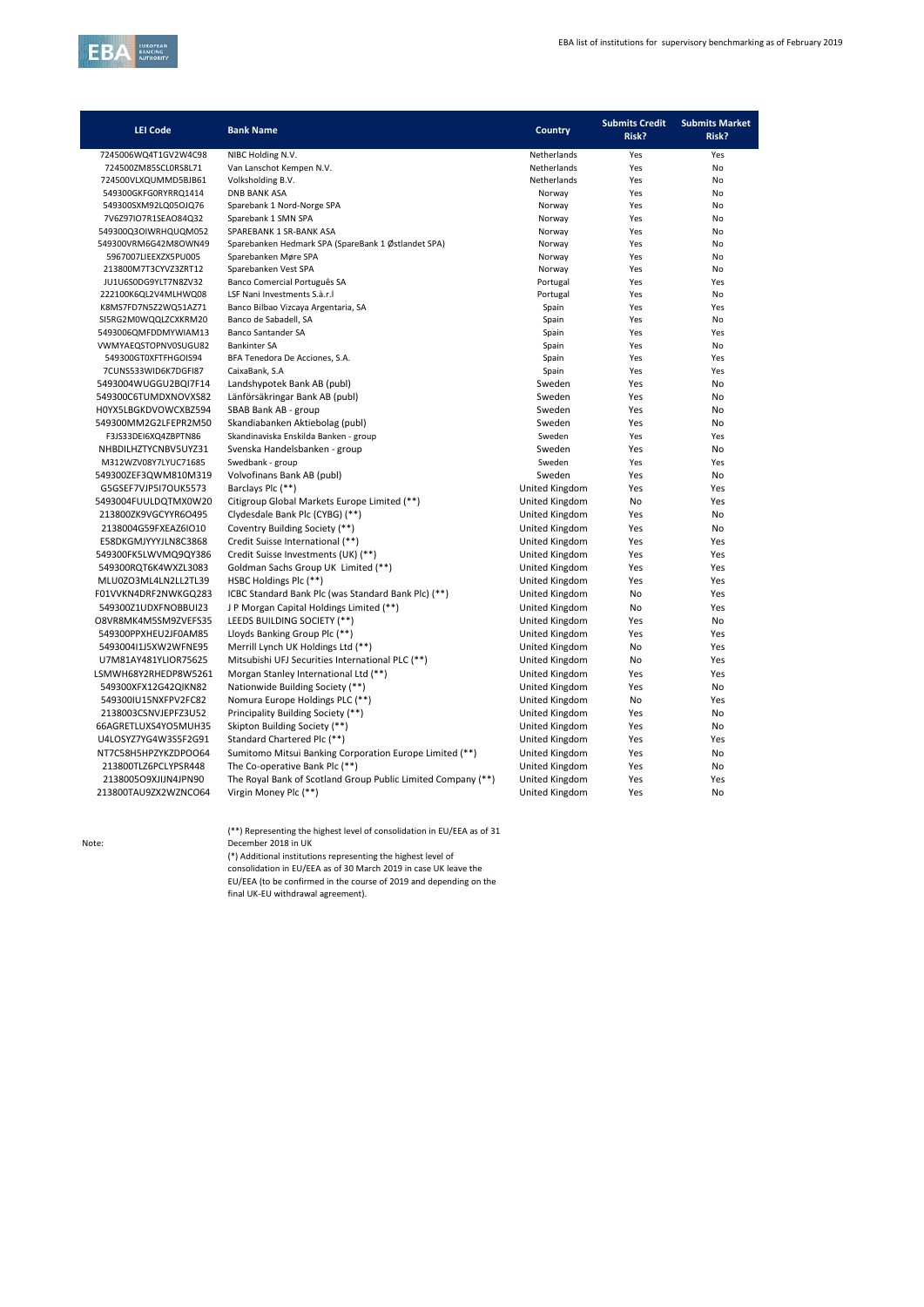| LEI Code | Bank Name | Country | Submits Credit Risk? | Submits Market Risk? |
|---|---|---|---|---|
| 7245006WQ4T1GV2W4C98 | NIBC Holding N.V. | Netherlands | Yes | Yes |
| 724500ZM85SCL0RS8L71 | Van Lanschot Kempen N.V. | Netherlands | Yes | No |
| 724500VLXQUMMD5BJB61 | Volksholding B.V. | Netherlands | Yes | No |
| 549300GKFG0RYRRQ1414 | DNB BANK ASA | Norway | Yes | No |
| 549300SXM92LQ05OJQ76 | Sparebank 1 Nord-Norge SPA | Norway | Yes | No |
| 7V6Z97IO7R1SEAO84Q32 | Sparebank 1 SMN SPA | Norway | Yes | No |
| 549300Q3OIWRHQUQM052 | SPAREBANK 1 SR-BANK ASA | Norway | Yes | No |
| 549300VRM6G42M8OWN49 | Sparebanken Hedmark SPA (SpareBank 1 Østlandet SPA) | Norway | Yes | No |
| 5967007LIEEXZX5PU005 | Sparebanken Møre SPA | Norway | Yes | No |
| 213800M7T3CYVZ3ZRT12 | Sparebanken Vest SPA | Norway | Yes | No |
| JU1U6S0DG9YLT7N8ZV32 | Banco Comercial Português SA | Portugal | Yes | Yes |
| 222100K6QL2V4MLHWQ08 | LSF Nani Investments S.à.r.l | Portugal | Yes | No |
| K8MS7FD7N5Z2WQ51AZ71 | Banco Bilbao Vizcaya Argentaria, SA | Spain | Yes | Yes |
| SI5RG2M0WQQLZCXKRM20 | Banco de Sabadell, SA | Spain | Yes | No |
| 5493006QMFDDMYWIAM13 | Banco Santander SA | Spain | Yes | Yes |
| VWMYAEQSTOPNV0SUGU82 | Bankinter SA | Spain | Yes | No |
| 549300GT0XFTFHGOIS94 | BFA Tenedora De Acciones, S.A. | Spain | Yes | Yes |
| 7CUNS533WID6K7DGFI87 | CaixaBank, S.A | Spain | Yes | Yes |
| 5493004WUGGU2BQI7F14 | Landshypotek Bank AB (publ) | Sweden | Yes | No |
| 549300C6TUMDXNOVXS82 | Länförsäkringar Bank AB (publ) | Sweden | Yes | No |
| H0YX5LBGKDVOWCXBZ594 | SBAB Bank AB - group | Sweden | Yes | No |
| 549300MM2G2LFEPR2M50 | Skandiabanken Aktiebolag (publ) | Sweden | Yes | No |
| F3JS33DEI6XQ4ZBPTN86 | Skandinaviska Enskilda Banken - group | Sweden | Yes | Yes |
| NHBDILHZTYCNBV5UYZ31 | Svenska Handelsbanken - group | Sweden | Yes | No |
| M312WZV08Y7LYUC71685 | Swedbank - group | Sweden | Yes | Yes |
| 549300ZEF3QWM810M319 | Volvofinans Bank AB (publ) | Sweden | Yes | No |
| G5GSEF7VJP5I7OUK5573 | Barclays Plc (**) | United Kingdom | Yes | Yes |
| 5493004FUULDQTMX0W20 | Citigroup Global Markets Europe Limited (**) | United Kingdom | No | Yes |
| 213800ZK9VGCYYR6O495 | Clydesdale Bank Plc (CYBG) (**) | United Kingdom | Yes | No |
| 2138004G59FXEAZ6IO10 | Coventry Building Society (**) | United Kingdom | Yes | No |
| E58DKGMJYYYJLN8C3868 | Credit Suisse International (**) | United Kingdom | Yes | Yes |
| 549300FK5LWVMQ9QY386 | Credit Suisse Investments (UK) (**) | United Kingdom | Yes | Yes |
| 549300RQT6K4WXZL3083 | Goldman Sachs Group UK Limited (**) | United Kingdom | Yes | Yes |
| MLU0ZO3ML4LN2LL2TL39 | HSBC Holdings Plc (**) | United Kingdom | Yes | Yes |
| F01VVKN4DRF2NWKGQ283 | ICBC Standard Bank Plc (was Standard Bank Plc) (**) | United Kingdom | No | Yes |
| 549300Z1UDXFNOBBUI23 | J P Morgan Capital Holdings Limited (**) | United Kingdom | No | Yes |
| O8VR8MK4M5SM9ZVEFS35 | LEEDS BUILDING SOCIETY (**) | United Kingdom | Yes | No |
| 549300PPXHEU2JF0AM85 | Lloyds Banking Group Plc (**) | United Kingdom | Yes | Yes |
| 5493004I1J5XW2WFNE95 | Merrill Lynch UK Holdings Ltd (**) | United Kingdom | No | Yes |
| U7M81AY481YLIOR75625 | Mitsubishi UFJ Securities International PLC (**) | United Kingdom | No | Yes |
| LSMWH68Y2RHEDP8W5261 | Morgan Stanley International Ltd (**) | United Kingdom | Yes | Yes |
| 549300XFX12G42QIKN82 | Nationwide Building Society (**) | United Kingdom | Yes | No |
| 549300IU15NXFPV2FC82 | Nomura Europe Holdings PLC (**) | United Kingdom | No | Yes |
| 2138003CSNVJEPFZ3U52 | Principality Building Society (**) | United Kingdom | Yes | No |
| 66AGRETLUXS4YO5MUH35 | Skipton Building Society (**) | United Kingdom | Yes | No |
| U4LOSYZ7YG4W3S5F2G91 | Standard Chartered Plc (**) | United Kingdom | Yes | Yes |
| NT7C58H5HPZYKZDPOO64 | Sumitomo Mitsui Banking Corporation Europe Limited (**) | United Kingdom | Yes | No |
| 213800TLZ6PCLYPSR448 | The Co-operative Bank Plc (**) | United Kingdom | Yes | No |
| 2138005O9XJIJN4JPN90 | The Royal Bank of Scotland Group Public Limited Company (**) | United Kingdom | Yes | Yes |
| 213800TAU9ZX2WZNCO64 | Virgin Money Plc (**) | United Kingdom | Yes | No |

Note:

(**) Representing the highest level of consolidation in EU/EEA as of 31 December 2018 in UK

(*) Additional institutions representing the highest level of consolidation in EU/EEA as of 30 March 2019 in case UK leave the EU/EEA (to be confirmed in the course of 2019 and depending on the final UK-EU withdrawal agreement).